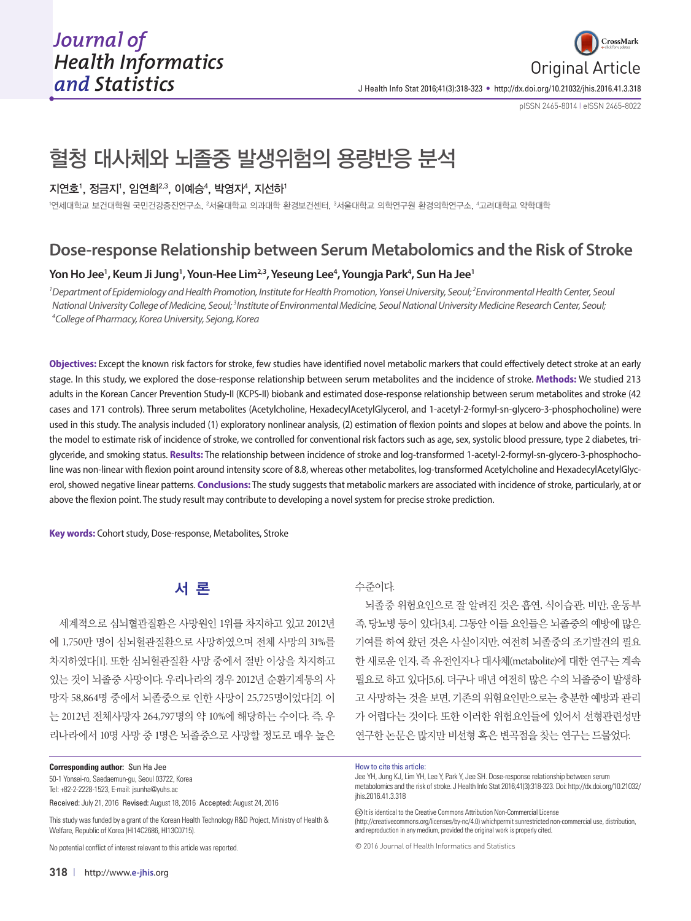Original Article

# 혈청 대사체와 뇌졸중 발생위험의 용량반응 분석

**지연호[1], 정금지[1], 임연희[2,3], 이예승[4], 박영자[4], 지선하[1]**

[1]연세대학교 보건대학원 국민건강증진연구소, [2]서울대학교 의과대학 환경보건센터, [3]서울대학교 의학연구원 환경의학연구소, [4]고려대학교 약학대학

# Dose-response Relationship between Serum Metabolomics and the Risk of Stroke

**Yon Ho Jee[1], Keum Ji Jung[1], Youn-Hee Lim[2,3], Yeseung Lee[4], Youngja Park[4], Sun Ha Jee[1]**

*[1]Department of Epidemiology and Health Promotion, Institute for Health Promotion, Yonsei University, Seoul; [2]Environmental Health Center, Seoul National University College of Medicine, Seoul; [3]Institute of Environmental Medicine, Seoul National University Medicine Research Center, Seoul; [4]College of Pharmacy, Korea University, Sejong, Korea*

**Objectives:** Except the known risk factors for stroke, few studies have identified novel metabolic markers that could effectively detect stroke at an early stage. In this study, we explored the dose-response relationship between serum metabolites and the incidence of stroke. **Methods:** We studied 213 adults in the Korean Cancer Prevention Study-II (KCPS-II) biobank and estimated dose-response relationship between serum metabolites and stroke (42 cases and 171 controls). Three serum metabolites (Acetylcholine, HexadecylAcetylGlycerol, and 1-acetyl-2-formyl-sn-glycero-3-phosphocholine) were used in this study. The analysis included (1) exploratory nonlinear analysis, (2) estimation of flexion points and slopes at below and above the points. In the model to estimate risk of incidence of stroke, we controlled for conventional risk factors such as age, sex, systolic blood pressure, type 2 diabetes, triglyceride, and smoking status. **Results:** The relationship between incidence of stroke and log-transformed 1-acetyl-2-formyl-sn-glycero-3-phosphocholine was non-linear with flexion point around intensity score of 8.8, whereas other metabolites, log-transformed Acetylcholine and HexadecylAcetylGlycerol, showed negative linear patterns. **Conclusions:** The study suggests that metabolic markers are associated with incidence of stroke, particularly, at or above the flexion point. The study result may contribute to developing a novel system for precise stroke prediction.

**Key words:** Cohort study, Dose-response, Metabolites, Stroke

## 서 론

세계적으로 심뇌혈관질환은 사망원인 1위를 차지하고 있고 2012년에 1,750만 명이 심뇌혈관질환으로 사망하였으며 전체 사망의 31%를 차지하였다[1]. 또한 심뇌혈관질환 사망 중에서 절반 이상을 차지하고 있는 것이 뇌졸중 사망이다. 우리나라의 경우 2012년 순환기계통의 사망자 58,864명 중에서 뇌졸중으로 인한 사망이 25,725명이었다[2]. 이는 2012년 전체사망자 264,797명의 약 10%에 해당하는 수이다. 즉, 우리나라에서 10명 사망 중 1명은 뇌졸중으로 사망할 정도로 매우 높은 수준이다.

뇌졸중 위험요인으로 잘 알려진 것은 흡연, 식이습관, 비만, 운동부족, 당뇨병 등이 있다[3,4]. 그동안 이들 요인들은 뇌졸중의 예방에 많은 기여를 하여 왔던 것은 사실이지만, 여전히 뇌졸중의 조기발견의 필요한 새로운 인자, 즉 유전인자나 대사체(metabolite)에 대한 연구는 계속 필요로 하고 있다[5,6]. 더구나 매년 여전히 많은 수의 뇌졸중이 발생하고 사망하는 것을 보면, 기존의 위험요인만으로는 충분한 예방과 관리가 어렵다는 것이다. 또한 이러한 위험요인들에 있어서 선형관련성만 연구한 논문은 많지만 비선형 혹은 변곡점을 찾는 연구는 드물었다.

**Corresponding author:** Sun Ha Jee
50-1 Yonsei-ro, Saedaemun-gu, Seoul 03722, Korea
Tel: +82-2-2228-1523, E-mail: jsunha@yuhs.ac

Received: July 21, 2016 Revised: August 18, 2016 Accepted: August 24, 2016

This study was funded by a grant of the Korean Health Technology R&D Project, Ministry of Health & Welfare, Republic of Korea (HI14C2686, HI13C0715).

No potential conflict of interest relevant to this article was reported.

How to cite this article:
Jee YH, Jung KJ, Lim YH, Lee Y, Park Y, Jee SH. Dose-response relationship between serum metabolomics and the risk of stroke. J Health Info Stat 2016;41(3):318-323. Doi: http://dx.doi.org/10.21032/jhis.2016.41.3.318

It is identical to the Creative Commons Attribution Non-Commercial License (http://creativecommons.org/licenses/by-nc/4.0) whichpermit sunrestricted non-commercial use, distribution, and reproduction in any medium, provided the original work is properly cited.

© 2016 Journal of Health Informatics and Statistics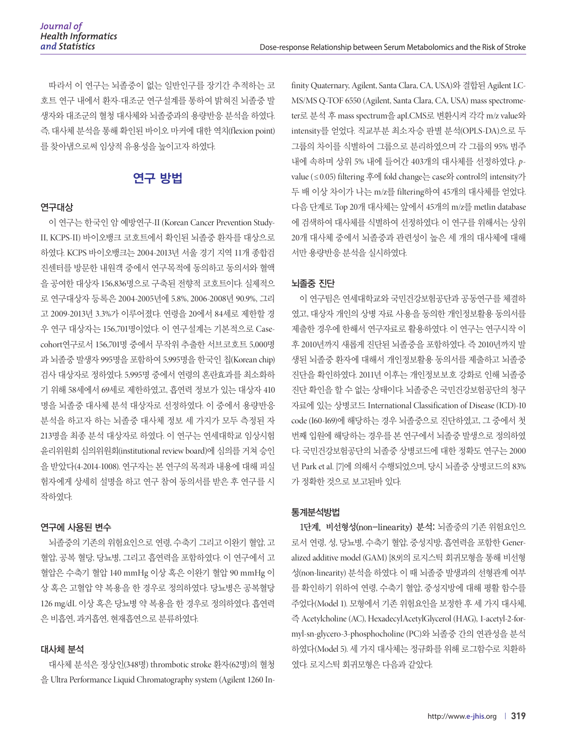따라서 이 연구는 뇌졸중이 없는 일반인구를 장기간 추적하는 코호트 연구 내에서 환자-대조군 연구설계를 통하여 밝혀진 뇌졸중 발생자와 대조군의 혈청 대사체와 뇌졸중과의 용량반응 분석을 하였다. 즉, 대사체 분석을 통해 확인된 바이오 마커에 대한 역치(flexion point)를 찾아냄으로써 임상적 유용성을 높이고자 하였다.

## 연구 방법

### 연구대상

이 연구는 한국인 암 예방연구-II (Korean Cancer Prevention Study-II, KCPS-II) 바이오뱅크 코호트에서 확인된 뇌졸중 환자를 대상으로 하였다. KCPS 바이오뱅크는 2004-2013년 서울 경기 지역 11개 종합검진센터를 방문한 내원객 중에서 연구목적에 동의하고 동의서와 혈액을 공여한 대상자 156,836명으로 구축된 전향적 코호트이다. 실제적으로 연구대상자 등록은 2004-2005년에 5.8%, 2006-2008년 90.9%, 그리고 2009-2013년 3.3%가 이루어졌다. 연령을 20에서 84세로 제한할 경우 연구 대상자는 156,701명이었다. 이 연구설계는 기본적으로 Case-cohort연구로서 156,701명 중에서 무작위 추출한 서브코호트 5,000명과 뇌졸중 발생자 995명을 포함하여 5,995명을 한국인 칩(Korean chip) 검사 대상자로 정하였다. 5,995명 중에서 연령의 혼란효과를 최소화하기 위해 58세에서 69세로 제한하였고, 흡연력 정보가 있는 대상자 410명을 뇌졸중 대사체 분석 대상자로 선정하였다. 이 중에서 용량반응 분석을 하고자 하는 뇌졸중 대사체 정보 세 가지가 모두 측정된 자 213명을 최종 분석 대상자로 하였다. 이 연구는 연세대학교 임상시험 윤리위원회 심의위원회(institutional review board)에 심의를 거쳐 승인을 받았다(4-2014-1008). 연구자는 본 연구의 목적과 내용에 대해 피실험자에게 상세히 설명을 하고 연구 참여 동의서를 받은 후 연구를 시작하였다.

### 연구에 사용된 변수

뇌졸중의 기존의 위험요인으로 연령, 수축기 그리고 이완기 혈압, 고혈압, 공복 혈당, 당뇨병, 그리고 흡연력을 포함하였다. 이 연구에서 고혈압은 수축기 혈압 140 mmHg 이상 혹은 이완기 혈압 90 mmHg 이상 혹은 고혈압 약 복용을 한 경우로 정의하였다. 당뇨병은 공복혈당 126 mg/dL 이상 혹은 당뇨병 약 복용을 한 경우로 정의하였다. 흡연력은 비흡연, 과거흡연, 현재흡연으로 분류하였다.

### 대사체 분석

대사체 분석은 정상인(348명) thrombotic stroke 환자(62명)의 혈청을 Ultra Performance Liquid Chromatography system (Agilent 1260 Infinity Quaternary, Agilent, Santa Clara, CA, USA)와 결합된 Agilent LC-MS/MS Q-TOF 6550 (Agilent, Santa Clara, CA, USA) mass spectrometer로 분석 후 mass spectrum을 apLCMS로 변환시켜 각각 m/z value와 intensity를 얻었다. 직교부분 최소자승 판별 분석(OPLS-DA)으로 두 그룹의 차이를 식별하여 그룹으로 분리하였으며 각 그룹의 95% 범주 내에 속하며 상위 5% 내에 들어간 403개의 대사체를 선정하였다. *p*-value (≤0.05) filtering 후에 fold change는 case와 control의 intensity가 두 배 이상 차이가 나는 m/z를 filtering하여 45개의 대사체를 얻었다. 다음 단계로 Top 20개 대사체는 앞에서 45개의 m/z를 metlin database에 검색하여 대사체를 식별하여 선정하였다. 이 연구를 위해서는 상위 20개 대사체 중에서 뇌졸중과 관련성이 높은 세 개의 대사체에 대해서만 용량반응 분석을 실시하였다.

### 뇌졸중 진단

이 연구팀은 연세대학교와 국민건강보험공단과 공동연구를 체결하였고, 대상자 개인의 상병 자료 사용을 동의한 개인정보활용 동의서를 제출한 경우에 한해서 연구자료로 활용하였다. 이 연구는 연구시작 이후 2010년까지 새롭게 진단된 뇌졸중을 포함하였다. 즉 2010년까지 발생된 뇌졸중 환자에 대해서 개인정보활용 동의서를 제출하고 뇌졸중 진단을 확인하였다. 2011년 이후는 개인정보보호 강화로 인해 뇌졸중 진단 확인을 할 수 없는 상태이다. 뇌졸중은 국민건강보험공단의 청구자료에 있는 상병코드 International Classification of Disease (ICD)-10 code (I60-I69)에 해당하는 경우 뇌졸중으로 진단하였고, 그 중에서 첫 번째 입원에 해당하는 경우를 본 연구에서 뇌졸중 발생으로 정의하였다. 국민건강보험공단의 뇌졸중 상병코드에 대한 정확도 연구는 2000년 Park et al. [7]에 의해서 수행되었으며, 당시 뇌졸중 상병코드의 83%가 정확한 것으로 보고된바 있다.

### 통계분석방법

**1단계, 비선형성(non−linearity) 분석:** 뇌졸중의 기존 위험요인으로서 연령, 성, 당뇨병, 수축기 혈압, 중성지방, 흡연력을 포함한 Generalized additive model (GAM) [8,9]의 로지스틱 회귀모형을 통해 비선형성(non-linearity) 분석을 하였다. 이 때 뇌졸중 발생과의 선형관계 여부를 확인하기 위하여 연령, 수축기 혈압, 중성지방에 대해 평활 함수를 주었다(Model 1). 모형에서 기존 위험요인을 보정한 후 세 가지 대사체, 즉 Acetylcholine (AC), HexadecylAcetylGlycerol (HAG), 1-acetyl-2-formyl-sn-glycero-3-phosphocholine (PC)와 뇌졸중 간의 연관성을 분석하였다(Model 5). 세 가지 대사체는 정규화를 위해 로그함수로 치환하였다. 로지스틱 회귀모형은 다음과 같았다.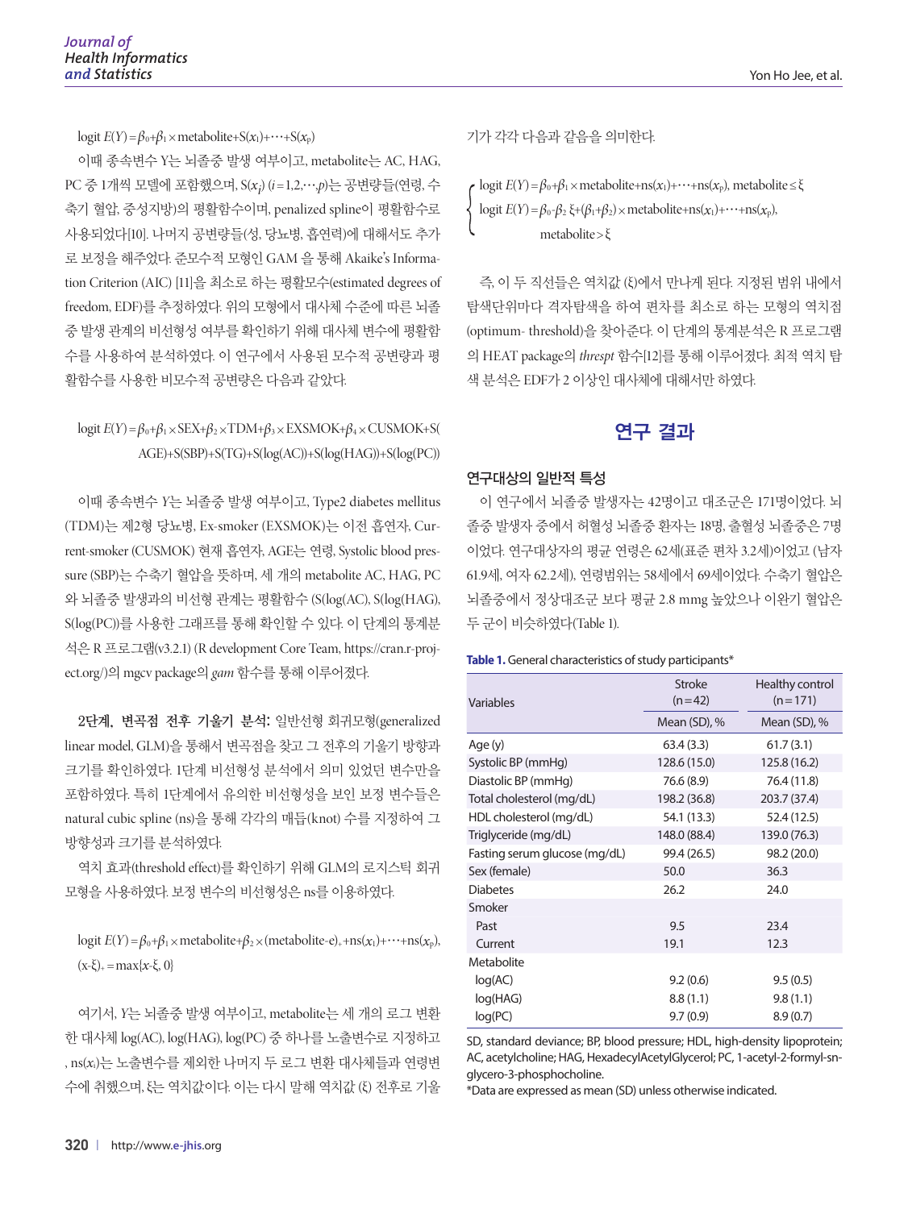$$\text{logit } E(Y)=\beta_0+\beta_1\times\text{metabolite}+S(x_1)+\cdots+S(x_p)$$

이때 종속변수 Y는 뇌졸중 발생 여부이고, metabolite는 AC, HAG, PC 중 1개씩 모델에 포함했으며, $S(x_j)$ $(i=1,2,\cdots,p)$는 공변량들(연령, 수축기 혈압, 중성지방)의 평활함수이며, penalized spline이 평활함수로 사용되었다[10]. 나머지 공변량들(성, 당뇨병, 흡연력)에 대해서도 추가로 보정을 해주었다. 준모수적 모형인 GAM 을 통해 Akaike's Information Criterion (AIC) [11]을 최소로 하는 평활모수(estimated degrees of freedom, EDF)를 추정하였다. 위의 모형에서 대사체 수준에 따른 뇌졸중 발생 관계의 비선형성 여부를 확인하기 위해 대사체 변수에 평활함수를 사용하여 분석하였다. 이 연구에서 사용된 모수적 공변량과 평활함수를 사용한 비모수적 공변량은 다음과 같았다.

$$\text{logit } E(Y)=\beta_0+\beta_1\times\text{SEX}+\beta_2\times\text{TDM}+\beta_3\times\text{EXSMOK}+\beta_4\times\text{CUSMOK}+S(\text{AGE})+S(\text{SBP})+S(\text{TG})+S(\log(\text{AC}))+S(\log(\text{HAG}))+S(\log(\text{PC}))$$

이때 종속변수 $Y$는 뇌졸중 발생 여부이고, Type2 diabetes mellitus (TDM)는 제2형 당뇨병, Ex-smoker (EXSMOK)는 이전 흡연자, Current-smoker (CUSMOK) 현재 흡연자, AGE는 연령, Systolic blood pressure (SBP)는 수축기 혈압을 뜻하며, 세 개의 metabolite AC, HAG, PC와 뇌졸중 발생과의 비선형 관계는 평활함수 (S(log(AC), S(log(HAG), S(log(PC))를 사용한 그래프를 통해 확인할 수 있다. 이 단계의 통계분석은 R 프로그램(v3.2.1) (R development Core Team, https://cran.r-project.org/)의 mgcv package의 *gam* 함수를 통해 이루어졌다.

**2단계, 변곡점 전후 기울기 분석:** 일반선형 회귀모형(generalized linear model, GLM)을 통해서 변곡점을 찾고 그 전후의 기울기 방향과 크기를 확인하였다. 1단계 비선형성 분석에서 의미 있었던 변수만을 포함하였다. 특히 1단계에서 유의한 비선형성을 보인 보정 변수들은 natural cubic spline (ns)을 통해 각각의 매듭(knot) 수를 지정하여 그 방향성과 크기를 분석하였다.

역치 효과(threshold effect)를 확인하기 위해 GLM의 로지스틱 회귀모형을 사용하였다. 보정 변수의 비선형성은 ns를 이용하였다.

$$\text{logit } E(Y)=\beta_0+\beta_1\times\text{metabolite}+\beta_2\times(\text{metabolite-e})_{+}+\text{ns}(x_1)+\cdots+\text{ns}(x_p),$$
$$(x-\xi)_{+}=\max\{x-\xi, 0\}$$

여기서, $Y$는 뇌졸중 발생 여부이고, metabolite는 세 개의 로그 변환한 대사체 log(AC), log(HAG), log(PC) 중 하나를 노출변수로 지정하고, $\text{ns}(x_i)$는 노출변수를 제외한 나머지 두 로그 변환 대사체들과 연령변수에 취했으며, ξ는 역치값이다. 이는 다시 말해 역치값 (ξ) 전후로 기울기가 각각 다음과 같음을 의미한다.

$$\begin{cases} \text{logit } E(Y)=\beta_0+\beta_1\times\text{metabolite}+\text{ns}(x_1)+\cdots+\text{ns}(x_p), & \text{metabolite}\le\xi \\ \text{logit } E(Y)=\beta_0-\beta_2\,\xi+(\beta_1+\beta_2)\times\text{metabolite}+\text{ns}(x_1)+\cdots+\text{ns}(x_p), & \text{metabolite}>\xi \end{cases}$$

즉, 이 두 직선들은 역치값 (ξ)에서 만나게 된다. 지정된 범위 내에서 탐색단위마다 격자탐색을 하여 편차를 최소로 하는 모형의 역치점(optimum- threshold)을 찾아준다. 이 단계의 통계분석은 R 프로그램의 HEAT package의 *threspt* 함수[12]를 통해 이루어졌다. 최적 역치 탐색 분석은 EDF가 2 이상인 대사체에 대해서만 하였다.

# 연구 결과

## 연구대상의 일반적 특성

이 연구에서 뇌졸중 발생자는 42명이고 대조군은 171명이었다. 뇌졸중 발생자 중에서 허혈성 뇌졸중 환자는 18명, 출혈성 뇌졸중은 7명이었다. 연구대상자의 평균 연령은 62세(표준 편차 3.2세)이었고 (남자 61.9세, 여자 62.2세), 연령범위는 58세에서 69세이었다. 수축기 혈압은 뇌졸중에서 정상대조군 보다 평균 2.8 mmg 높았으나 이완기 혈압은 두 군이 비슷하였다(Table 1).

**Table 1.** General characteristics of study participants*

| Variables | Stroke (n=42) | Healthy control (n=171) |
|---|---|---|
| | Mean (SD), % | Mean (SD), % |
| Age (y) | 63.4 (3.3) | 61.7 (3.1) |
| Systolic BP (mmHg) | 128.6 (15.0) | 125.8 (16.2) |
| Diastolic BP (mmHg) | 76.6 (8.9) | 76.4 (11.8) |
| Total cholesterol (mg/dL) | 198.2 (36.8) | 203.7 (37.4) |
| HDL cholesterol (mg/dL) | 54.1 (13.3) | 52.4 (12.5) |
| Triglyceride (mg/dL) | 148.0 (88.4) | 139.0 (76.3) |
| Fasting serum glucose (mg/dL) | 99.4 (26.5) | 98.2 (20.0) |
| Sex (female) | 50.0 | 36.3 |
| Diabetes | 26.2 | 24.0 |
| Smoker | | |
| Past | 9.5 | 23.4 |
| Current | 19.1 | 12.3 |
| Metabolite | | |
| log(AC) | 9.2 (0.6) | 9.5 (0.5) |
| log(HAG) | 8.8 (1.1) | 9.8 (1.1) |
| log(PC) | 9.7 (0.9) | 8.9 (0.7) |

SD, standard deviance; BP, blood pressure; HDL, high-density lipoprotein; AC, acetylcholine; HAG, HexadecylAcetylGlycerol; PC, 1-acetyl-2-formyl-sn-glycero-3-phosphocholine.
*Data are expressed as mean (SD) unless otherwise indicated.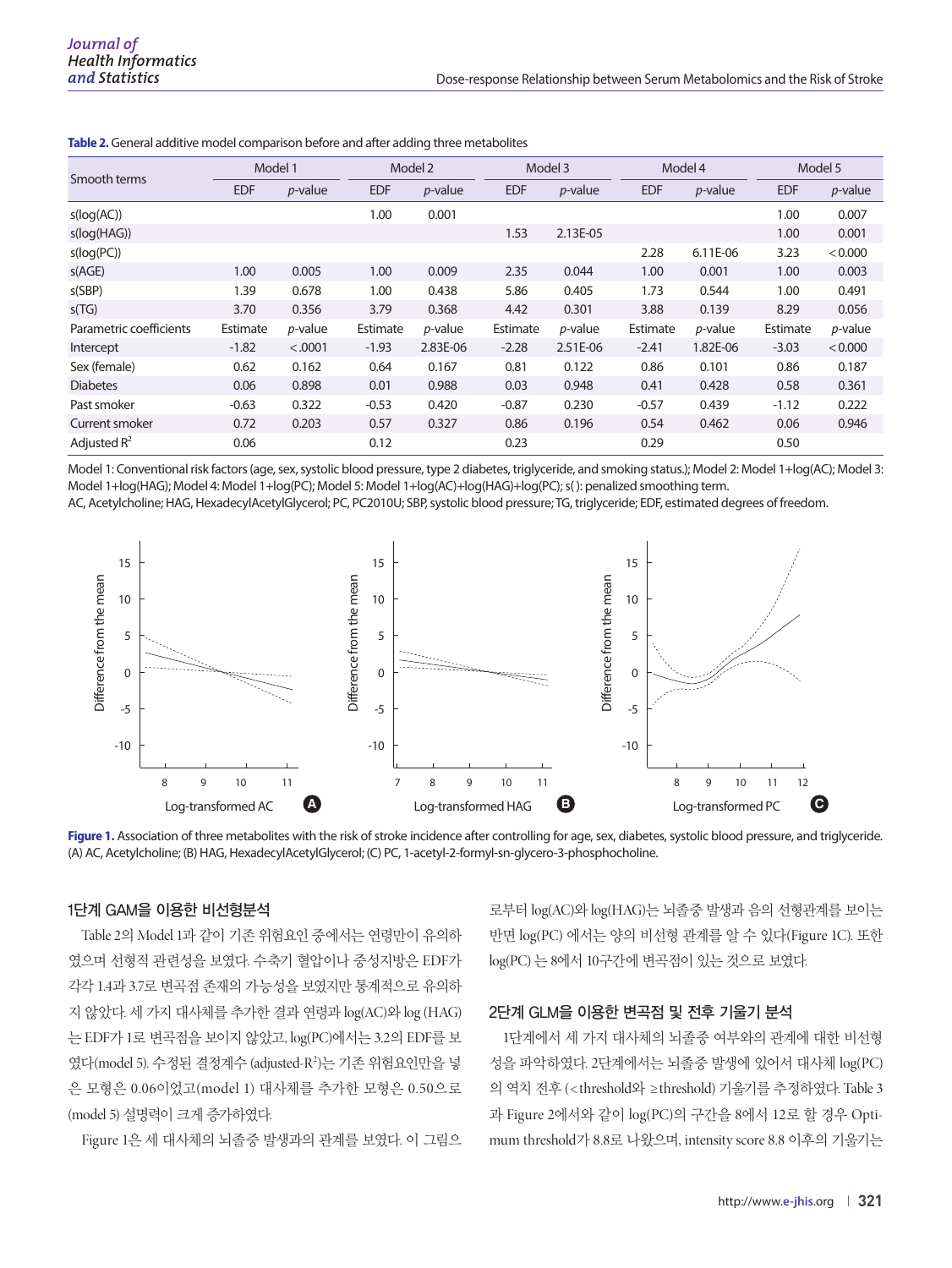**Table 2.** General additive model comparison before and after adding three metabolites

| Smooth terms | Model 1 | | Model 2 | | Model 3 | | Model 4 | | Model 5 | |
|---|---|---|---|---|---|---|---|---|---|---|
| | EDF | *p*-value | EDF | *p*-value | EDF | *p*-value | EDF | *p*-value | EDF | *p*-value |
| s(log(AC)) | | | 1.00 | 0.001 | | | | | 1.00 | 0.007 |
| s(log(HAG)) | | | | | 1.53 | 2.13E-05 | | | 1.00 | 0.001 |
| s(log(PC)) | | | | | | | 2.28 | 6.11E-06 | 3.23 | < 0.000 |
| s(AGE) | 1.00 | 0.005 | 1.00 | 0.009 | 2.35 | 0.044 | 1.00 | 0.001 | 1.00 | 0.003 |
| s(SBP) | 1.39 | 0.678 | 1.00 | 0.438 | 5.86 | 0.405 | 1.73 | 0.544 | 1.00 | 0.491 |
| s(TG) | 3.70 | 0.356 | 3.79 | 0.368 | 4.42 | 0.301 | 3.88 | 0.139 | 8.29 | 0.056 |
| Parametric coefficients | Estimate | *p*-value | Estimate | *p*-value | Estimate | *p*-value | Estimate | *p*-value | Estimate | *p*-value |
| Intercept | -1.82 | <.0001 | -1.93 | 2.83E-06 | -2.28 | 2.51E-06 | -2.41 | 1.82E-06 | -3.03 | < 0.000 |
| Sex (female) | 0.62 | 0.162 | 0.64 | 0.167 | 0.81 | 0.122 | 0.86 | 0.101 | 0.86 | 0.187 |
| Diabetes | 0.06 | 0.898 | 0.01 | 0.988 | 0.03 | 0.948 | 0.41 | 0.428 | 0.58 | 0.361 |
| Past smoker | -0.63 | 0.322 | -0.53 | 0.420 | -0.87 | 0.230 | -0.57 | 0.439 | -1.12 | 0.222 |
| Current smoker | 0.72 | 0.203 | 0.57 | 0.327 | 0.86 | 0.196 | 0.54 | 0.462 | 0.06 | 0.946 |
| Adjusted $R^2$ | 0.06 | | 0.12 | | 0.23 | | 0.29 | | 0.50 | |

Model 1: Conventional risk factors (age, sex, systolic blood pressure, type 2 diabetes, triglyceride, and smoking status.); Model 2: Model 1+log(AC); Model 3: Model 1+log(HAG); Model 4: Model 1+log(PC); Model 5: Model 1+log(AC)+log(HAG)+log(PC); s( ): penalized smoothing term.
AC, Acetylcholine; HAG, HexadecylAcetylGlycerol; PC, PC2010U; SBP, systolic blood pressure; TG, triglyceride; EDF, estimated degrees of freedom.

**Figure 1.** Association of three metabolites with the risk of stroke incidence after controlling for age, sex, diabetes, systolic blood pressure, and triglyceride. (A) AC, Acetylcholine; (B) HAG, HexadecylAcetylGlycerol; (C) PC, 1-acetyl-2-formyl-sn-glycero-3-phosphocholine.

### 1단계 GAM을 이용한 비선형분석

Table 2의 Model 1과 같이 기존 위험요인 중에서는 연령만이 유의하였으며 선형적 관련성을 보였다. 수축기 혈압이나 중성지방은 EDF가 각각 1.4과 3.7로 변곡점 존재의 가능성을 보였지만 통계적으로 유의하지 않았다. 세 가지 대사체를 추가한 결과 연령과 log(AC)와 log (HAG)는 EDF가 1로 변곡점을 보이지 않았고, log(PC)에서는 3.2의 EDF를 보였다(model 5). 수정된 결정계수 (adjusted-$R^2$)는 기존 위험요인만을 넣은 모형은 0.06이었고(model 1) 대사체를 추가한 모형은 0.50으로(model 5) 설명력이 크게 증가하였다.

Figure 1은 세 대사체의 뇌졸중 발생과의 관계를 보였다. 이 그림으로부터 log(AC)와 log(HAG)는 뇌졸중 발생과 음의 선형관계를 보이는 반면 log(PC) 에서는 양의 비선형 관계를 알 수 있다(Figure 1C). 또한 log(PC) 는 8에서 10구간에 변곡점이 있는 것으로 보였다.

### 2단계 GLM을 이용한 변곡점 및 전후 기울기 분석

1단계에서 세 가지 대사체의 뇌졸중 여부와의 관계에 대한 비선형성을 파악하였다. 2단계에서는 뇌졸중 발생에 있어서 대사체 log(PC)의 역치 전후 (<threshold와 ≥threshold) 기울기를 추정하였다. Table 3과 Figure 2에서와 같이 log(PC)의 구간을 8에서 12로 할 경우 Optimum threshold가 8.8로 나왔으며, intensity score 8.8 이후의 기울기는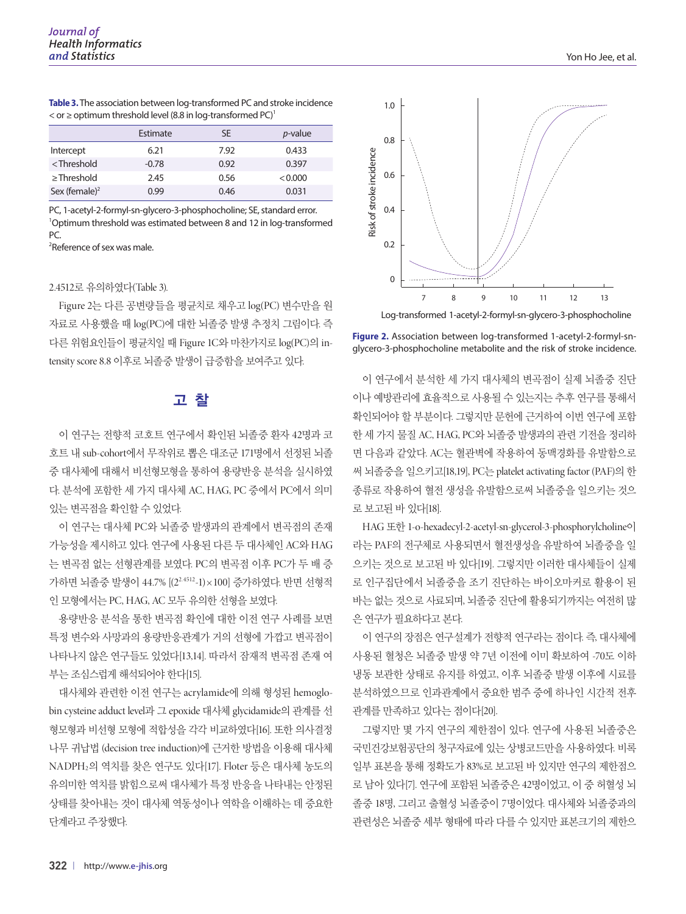**Table 3.** The association between log-transformed PC and stroke incidence < or ≥ optimum threshold level (8.8 in log-transformed PC)[1]

| | Estimate | SE | *p*-value |
|---|---|---|---|
| Intercept | 6.21 | 7.92 | 0.433 |
| < Threshold | -0.78 | 0.92 | 0.397 |
| ≥ Threshold | 2.45 | 0.56 | < 0.000 |
| Sex (female)[2] | 0.99 | 0.46 | 0.031 |

PC, 1-acetyl-2-formyl-sn-glycero-3-phosphocholine; SE, standard error.
[1]Optimum threshold was estimated between 8 and 12 in log-transformed PC.
[2]Reference of sex was male.

2.4512로 유의하였다(Table 3).

Figure 2는 다른 공변량들을 평균치로 채우고 log(PC) 변수만을 원자료로 사용했을 때 log(PC)에 대한 뇌졸중 발생 추정치 그림이다. 즉 다른 위험요인들이 평균치일 때 Figure 1C와 마찬가지로 log(PC)의 intensity score 8.8 이후로 뇌졸중 발생이 급증함을 보여주고 있다.

## 고 찰

이 연구는 전향적 코호트 연구에서 확인된 뇌졸중 환자 42명과 코호트 내 sub-cohort에서 무작위로 뽑은 대조군 171명에서 선정된 뇌졸중 대사체에 대해서 비선형모형을 통하여 용량반응 분석을 실시하였다. 분석에 포함한 세 가지 대사체 AC, HAG, PC 중에서 PC에서 의미 있는 변곡점을 확인할 수 있었다.

이 연구는 대사체 PC와 뇌졸중 발생과의 관계에서 변곡점의 존재 가능성을 제시하고 있다. 연구에 사용된 다른 두 대사체인 AC와 HAG는 변곡점 없는 선형관계를 보였다. PC의 변곡점 이후 PC가 두 배 증가하면 뇌졸중 발생이 44.7% [$(2^{2.4512}-1)\times 100$] 증가하였다. 반면 선형적인 모형에서는 PC, HAG, AC 모두 유의한 선형을 보였다.

용량반응 분석을 통한 변곡점 확인에 대한 이전 연구 사례를 보면 특정 변수와 사망과의 용량반응관계가 거의 선형에 가깝고 변곡점이 나타나지 않은 연구들도 있었다[13,14]. 따라서 잠재적 변곡점 존재 여부는 조심스럽게 해석되어야 한다[15].

대사체와 관련한 이전 연구는 acrylamide에 의해 형성된 hemoglobin cysteine adduct level과 그 epoxide 대사체 glycidamide의 관계를 선형모형과 비선형 모형에 적합성을 각각 비교하였다[16]. 또한 의사결정나무 귀납법 (decision tree induction)에 근거한 방법을 이용해 대사체 $NADPH_2$의 역치를 찾은 연구도 있다[17]. Floter 등은 대사체 농도의 유의미한 역치를 밝힘으로써 대사체가 특정 반응을 나타내는 안정된 상태를 찾아내는 것이 대사체 역동성이나 역학을 이해하는 데 중요한 단계라고 주장했다.

**Figure 2.** Association between log-transformed 1-acetyl-2-formyl-sn-glycero-3-phosphocholine metabolite and the risk of stroke incidence.

이 연구에서 분석한 세 가지 대사체의 변곡점이 실제 뇌졸중 진단이나 예방관리에 효율적으로 사용될 수 있는지는 추후 연구를 통해서 확인되어야 할 부분이다. 그렇지만 문헌에 근거하여 이번 연구에 포함한 세 가지 물질 AC, HAG, PC와 뇌졸중 발생과의 관련 기전을 정리하면 다음과 같았다. AC는 혈관벽에 작용하여 동맥경화를 유발함으로써 뇌졸중을 일으키고[18,19], PC는 platelet activating factor (PAF)의 한 종류로 작용하여 혈전 생성을 유발함으로써 뇌졸중을 일으키는 것으로 보고된 바 있다[18].

HAG 또한 1-o-hexadecyl-2-acetyl-sn-glycerol-3-phosphorylcholine이라는 PAF의 전구체로 사용되면서 혈전생성을 유발하여 뇌졸중을 일으키는 것으로 보고된 바 있다[19]. 그렇지만 이러한 대사체들이 실제로 인구집단에서 뇌졸중을 조기 진단하는 바이오마커로 활용이 된 바는 없는 것으로 사료되며, 뇌졸중 진단에 활용되기까지는 여전히 많은 연구가 필요하다고 본다.

이 연구의 장점은 연구설계가 전향적 연구라는 점이다. 즉, 대사체에 사용된 혈청은 뇌졸중 발생 약 7년 이전에 이미 확보하여 -70도 이하 냉동 보관한 상태로 유지를 하였고, 이후 뇌졸중 발생 이후에 시료를 분석하였으므로 인과관계에서 중요한 범주 중에 하나인 시간적 전후관계를 만족하고 있다는 점이다[20].

그렇지만 몇 가지 연구의 제한점이 있다. 연구에 사용된 뇌졸중은 국민건강보험공단의 청구자료에 있는 상병코드만을 사용하였다. 비록 일부 표본을 통해 정확도가 83%로 보고된 바 있지만 연구의 제한점으로 남아 있다[7]. 연구에 포함된 뇌졸중은 42명이었고, 이 중 허혈성 뇌졸중 18명, 그리고 출혈성 뇌졸중이 7명이었다. 대사체와 뇌졸중과의 관련성은 뇌졸중 세부 형태에 따라 다를 수 있지만 표본크기의 제한으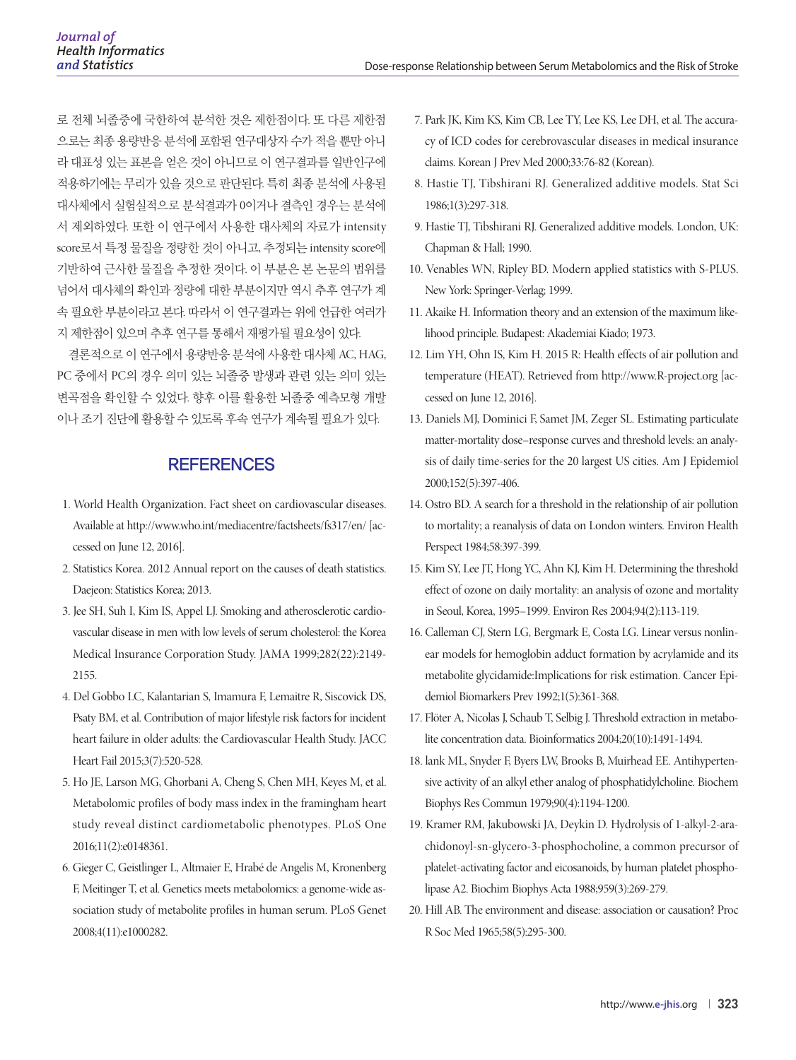로 전체 뇌졸중에 국한하여 분석한 것은 제한점이다. 또 다른 제한점으로는 최종 용량반응 분석에 포함된 연구대상자 수가 적을 뿐만 아니라 대표성 있는 표본을 얻은 것이 아니므로 이 연구결과를 일반인구에 적용하기에는 무리가 있을 것으로 판단된다. 특히 최종 분석에 사용된 대사체에서 실험실적으로 분석결과가 0이거나 결측인 경우는 분석에서 제외하였다. 또한 이 연구에서 사용한 대사체의 자료가 intensity score로서 특정 물질을 정량한 것이 아니고, 추정되는 intensity score에 기반하여 근사한 물질을 추정한 것이다. 이 부분은 본 논문의 범위를 넘어서 대사체의 확인과 정량에 대한 부분이지만 역시 추후 연구가 계속 필요한 부분이라고 본다. 따라서 이 연구결과는 위에 언급한 여러가지 제한점이 있으며 추후 연구를 통해서 재평가될 필요성이 있다.

결론적으로 이 연구에서 용량반응 분석에 사용한 대사체 AC, HAG, PC 중에서 PC의 경우 의미 있는 뇌졸중 발생과 관련 있는 의미 있는 변곡점을 확인할 수 있었다. 향후 이를 활용한 뇌졸중 예측모형 개발이나 조기 진단에 활용할 수 있도록 후속 연구가 계속될 필요가 있다.

## REFERENCES

1. World Health Organization. Fact sheet on cardiovascular diseases. Available at http://www.who.int/mediacentre/factsheets/fs317/en/ [accessed on June 12, 2016].
2. Statistics Korea. 2012 Annual report on the causes of death statistics. Daejeon: Statistics Korea; 2013.
3. Jee SH, Suh I, Kim IS, Appel LJ. Smoking and atherosclerotic cardiovascular disease in men with low levels of serum cholesterol: the Korea Medical Insurance Corporation Study. JAMA 1999;282(22):2149-2155.
4. Del Gobbo LC, Kalantarian S, Imamura F, Lemaitre R, Siscovick DS, Psaty BM, et al. Contribution of major lifestyle risk factors for incident heart failure in older adults: the Cardiovascular Health Study. JACC Heart Fail 2015;3(7):520-528.
5. Ho JE, Larson MG, Ghorbani A, Cheng S, Chen MH, Keyes M, et al. Metabolomic profiles of body mass index in the framingham heart study reveal distinct cardiometabolic phenotypes. PLoS One 2016;11(2):e0148361.
6. Gieger C, Geistlinger L, Altmaier E, Hrabé de Angelis M, Kronenberg F, Meitinger T, et al. Genetics meets metabolomics: a genome-wide association study of metabolite profiles in human serum. PLoS Genet 2008;4(11):e1000282.
7. Park JK, Kim KS, Kim CB, Lee TY, Lee KS, Lee DH, et al. The accuracy of ICD codes for cerebrovascular diseases in medical insurance claims. Korean J Prev Med 2000;33:76-82 (Korean).
8. Hastie TJ, Tibshirani RJ. Generalized additive models. Stat Sci 1986;1(3):297-318.
9. Hastie TJ, Tibshirani RJ. Generalized additive models. London, UK: Chapman & Hall; 1990.
10. Venables WN, Ripley BD. Modern applied statistics with S-PLUS. New York: Springer-Verlag; 1999.
11. Akaike H. Information theory and an extension of the maximum likelihood principle. Budapest: Akademiai Kiado; 1973.
12. Lim YH, Ohn IS, Kim H. 2015 R: Health effects of air pollution and temperature (HEAT). Retrieved from http://www.R-project.org [accessed on June 12, 2016].
13. Daniels MJ, Dominici F, Samet JM, Zeger SL. Estimating particulate matter-mortality dose–response curves and threshold levels: an analysis of daily time-series for the 20 largest US cities. Am J Epidemiol 2000;152(5):397-406.
14. Ostro BD. A search for a threshold in the relationship of air pollution to mortality; a reanalysis of data on London winters. Environ Health Perspect 1984;58:397-399.
15. Kim SY, Lee JT, Hong YC, Ahn KJ, Kim H. Determining the threshold effect of ozone on daily mortality: an analysis of ozone and mortality in Seoul, Korea, 1995–1999. Environ Res 2004;94(2):113-119.
16. Calleman CJ, Stern LG, Bergmark E, Costa LG. Linear versus nonlinear models for hemoglobin adduct formation by acrylamide and its metabolite glycidamide:Implications for risk estimation. Cancer Epidemiol Biomarkers Prev 1992;1(5):361-368.
17. Flöter A, Nicolas J, Schaub T, Selbig J. Threshold extraction in metabolite concentration data. Bioinformatics 2004;20(10):1491-1494.
18. lank ML, Snyder F, Byers LW, Brooks B, Muirhead EE. Antihypertensive activity of an alkyl ether analog of phosphatidylcholine. Biochem Biophys Res Commun 1979;90(4):1194-1200.
19. Kramer RM, Jakubowski JA, Deykin D. Hydrolysis of 1-alkyl-2-arachidonoyl-sn-glycero-3-phosphocholine, a common precursor of platelet-activating factor and eicosanoids, by human platelet phospholipase A2. Biochim Biophys Acta 1988;959(3):269-279.
20. Hill AB. The environment and disease: association or causation? Proc R Soc Med 1965;58(5):295-300.